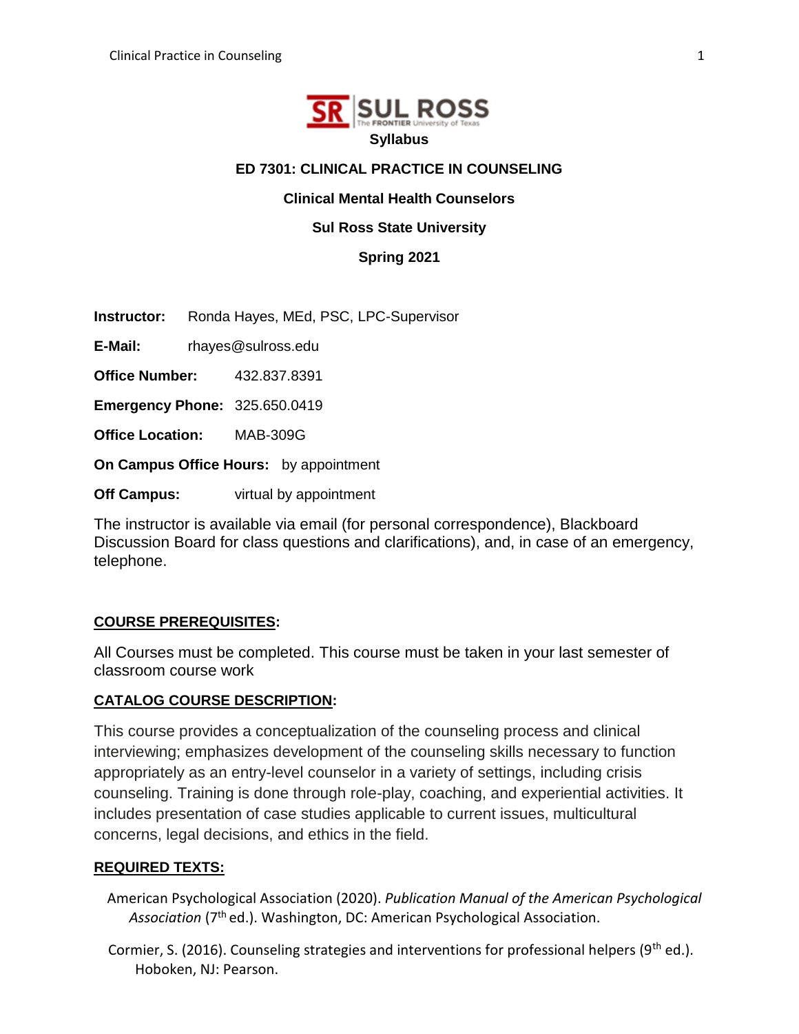**Syllabus**

# ED 7301: CLINICAL PRACTICE IN COUNSELING

## Clinical Mental Health Counselors

## Sul Ross State University

## Spring 2021

**Instructor:** Ronda Hayes, MEd, PSC, LPC-Supervisor

**E-Mail:** rhayes@sulross.edu

**Office Number:** 432.837.8391

**Emergency Phone:** 325.650.0419

**Office Location:** MAB-309G

**On Campus Office Hours:** by appointment

**Off Campus:** virtual by appointment

The instructor is available via email (for personal correspondence), Blackboard Discussion Board for class questions and clarifications), and, in case of an emergency, telephone.

**COURSE PREREQUISITES:**

All Courses must be completed. This course must be taken in your last semester of classroom course work

**CATALOG COURSE DESCRIPTION:**

This course provides a conceptualization of the counseling process and clinical interviewing; emphasizes development of the counseling skills necessary to function appropriately as an entry-level counselor in a variety of settings, including crisis counseling. Training is done through role-play, coaching, and experiential activities. It includes presentation of case studies applicable to current issues, multicultural concerns, legal decisions, and ethics in the field.

**REQUIRED TEXTS:**

American Psychological Association (2020). *Publication Manual of the American Psychological Association* (7th ed.). Washington, DC: American Psychological Association.

Cormier, S. (2016). Counseling strategies and interventions for professional helpers (9th ed.). Hoboken, NJ: Pearson.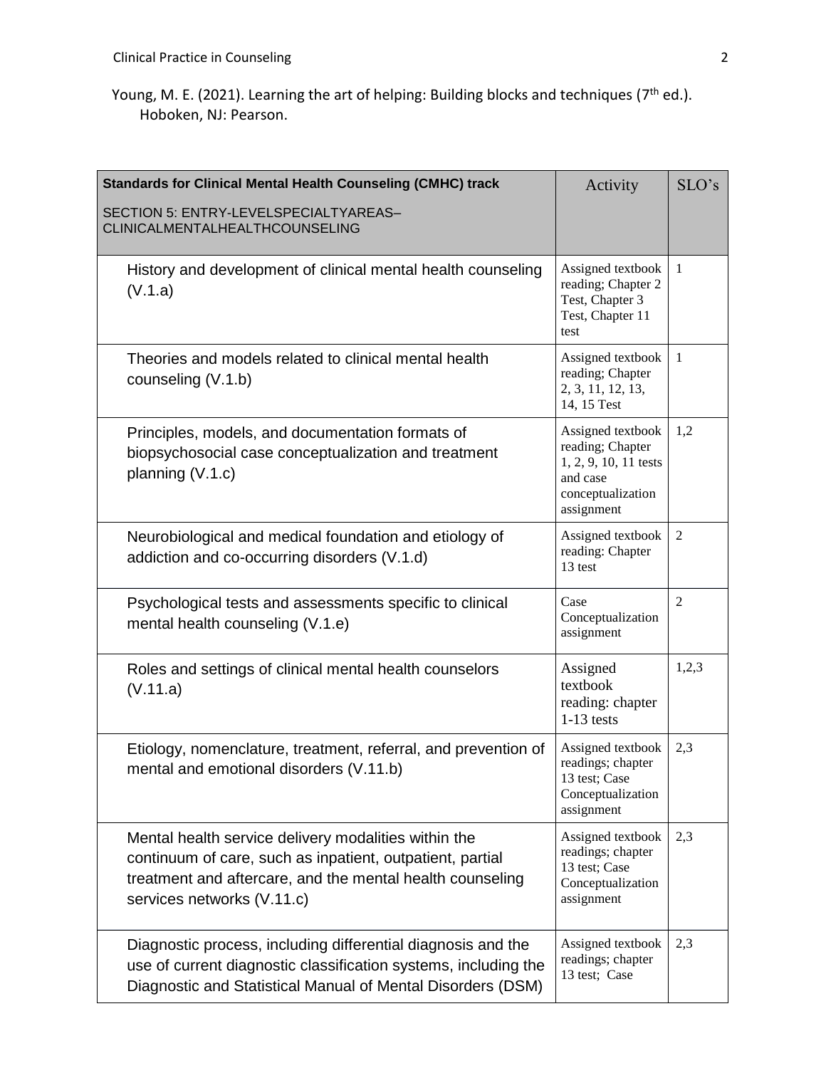Young, M. E. (2021). Learning the art of helping: Building blocks and techniques (7th ed.). Hoboken, NJ: Pearson.

| **Standards for Clinical Mental Health Counseling (CMHC) track**<br>SECTION 5: ENTRY-LEVELSPECIALTYAREAS–CLINICALMENTALHEALTHCOUNSELING | Activity | SLO's |
|---|---|---|
| History and development of clinical mental health counseling (V.1.a) | Assigned textbook reading; Chapter 2 Test, Chapter 3 Test, Chapter 11 test | 1 |
| Theories and models related to clinical mental health counseling (V.1.b) | Assigned textbook reading; Chapter 2, 3, 11, 12, 13, 14, 15 Test | 1 |
| Principles, models, and documentation formats of biopsychosocial case conceptualization and treatment planning (V.1.c) | Assigned textbook reading; Chapter 1, 2, 9, 10, 11 tests and case conceptualization assignment | 1,2 |
| Neurobiological and medical foundation and etiology of addiction and co-occurring disorders (V.1.d) | Assigned textbook reading: Chapter 13 test | 2 |
| Psychological tests and assessments specific to clinical mental health counseling (V.1.e) | Case Conceptualization assignment | 2 |
| Roles and settings of clinical mental health counselors (V.11.a) | Assigned textbook reading: chapter 1-13 tests | 1,2,3 |
| Etiology, nomenclature, treatment, referral, and prevention of mental and emotional disorders (V.11.b) | Assigned textbook readings; chapter 13 test; Case Conceptualization assignment | 2,3 |
| Mental health service delivery modalities within the continuum of care, such as inpatient, outpatient, partial treatment and aftercare, and the mental health counseling services networks (V.11.c) | Assigned textbook readings; chapter 13 test; Case Conceptualization assignment | 2,3 |
| Diagnostic process, including differential diagnosis and the use of current diagnostic classification systems, including the Diagnostic and Statistical Manual of Mental Disorders (DSM) | Assigned textbook readings; chapter 13 test; Case | 2,3 |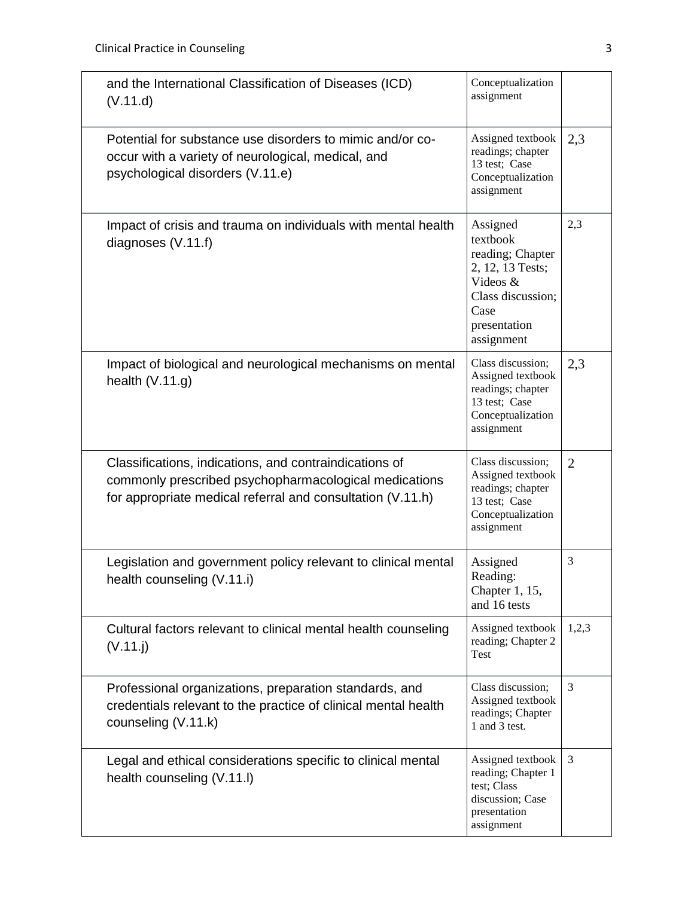| | | |
|---|---|---|
| and the International Classification of Diseases (ICD) (V.11.d) | Conceptualization assignment | |
| Potential for substance use disorders to mimic and/or co-occur with a variety of neurological, medical, and psychological disorders (V.11.e) | Assigned textbook readings; chapter 13 test; Case Conceptualization assignment | 2,3 |
| Impact of crisis and trauma on individuals with mental health diagnoses (V.11.f) | Assigned textbook reading; Chapter 2, 12, 13 Tests; Videos & Class discussion; Case presentation assignment | 2,3 |
| Impact of biological and neurological mechanisms on mental health (V.11.g) | Class discussion; Assigned textbook readings; chapter 13 test; Case Conceptualization assignment | 2,3 |
| Classifications, indications, and contraindications of commonly prescribed psychopharmacological medications for appropriate medical referral and consultation (V.11.h) | Class discussion; Assigned textbook readings; chapter 13 test; Case Conceptualization assignment | 2 |
| Legislation and government policy relevant to clinical mental health counseling (V.11.i) | Assigned Reading: Chapter 1, 15, and 16 tests | 3 |
| Cultural factors relevant to clinical mental health counseling (V.11.j) | Assigned textbook reading; Chapter 2 Test | 1,2,3 |
| Professional organizations, preparation standards, and credentials relevant to the practice of clinical mental health counseling (V.11.k) | Class discussion; Assigned textbook readings; Chapter 1 and 3 test. | 3 |
| Legal and ethical considerations specific to clinical mental health counseling (V.11.l) | Assigned textbook reading; Chapter 1 test; Class discussion; Case presentation assignment | 3 |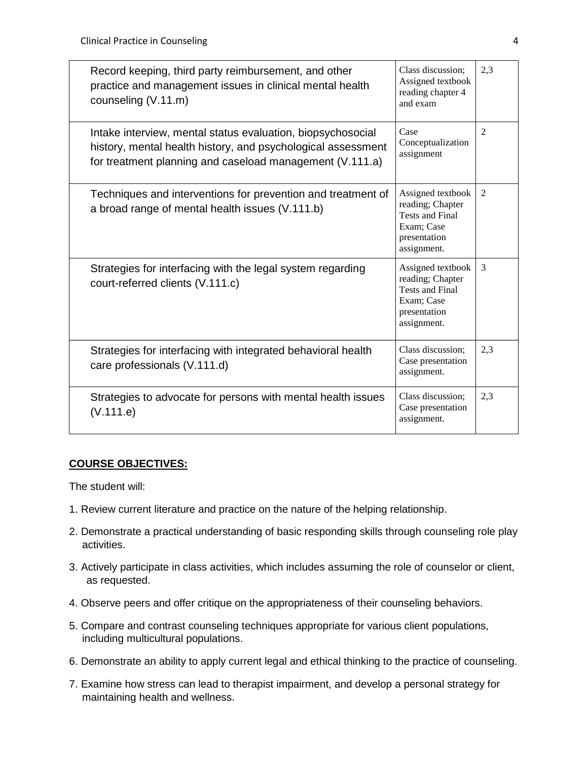| | | |
|---|---|---|
| Record keeping, third party reimbursement, and other practice and management issues in clinical mental health counseling (V.11.m) | Class discussion; Assigned textbook reading chapter 4 and exam | 2,3 |
| Intake interview, mental status evaluation, biopsychosocial history, mental health history, and psychological assessment for treatment planning and caseload management (V.111.a) | Case Conceptualization assignment | 2 |
| Techniques and interventions for prevention and treatment of a broad range of mental health issues (V.111.b) | Assigned textbook reading; Chapter Tests and Final Exam; Case presentation assignment. | 2 |
| Strategies for interfacing with the legal system regarding court-referred clients (V.111.c) | Assigned textbook reading; Chapter Tests and Final Exam; Case presentation assignment. | 3 |
| Strategies for interfacing with integrated behavioral health care professionals (V.111.d) | Class discussion; Case presentation assignment. | 2,3 |
| Strategies to advocate for persons with mental health issues (V.111.e) | Class discussion; Case presentation assignment. | 2,3 |

## **COURSE OBJECTIVES:**

The student will:

1. Review current literature and practice on the nature of the helping relationship.
2. Demonstrate a practical understanding of basic responding skills through counseling role play activities.
3. Actively participate in class activities, which includes assuming the role of counselor or client, as requested.
4. Observe peers and offer critique on the appropriateness of their counseling behaviors.
5. Compare and contrast counseling techniques appropriate for various client populations, including multicultural populations.
6. Demonstrate an ability to apply current legal and ethical thinking to the practice of counseling.
7. Examine how stress can lead to therapist impairment, and develop a personal strategy for maintaining health and wellness.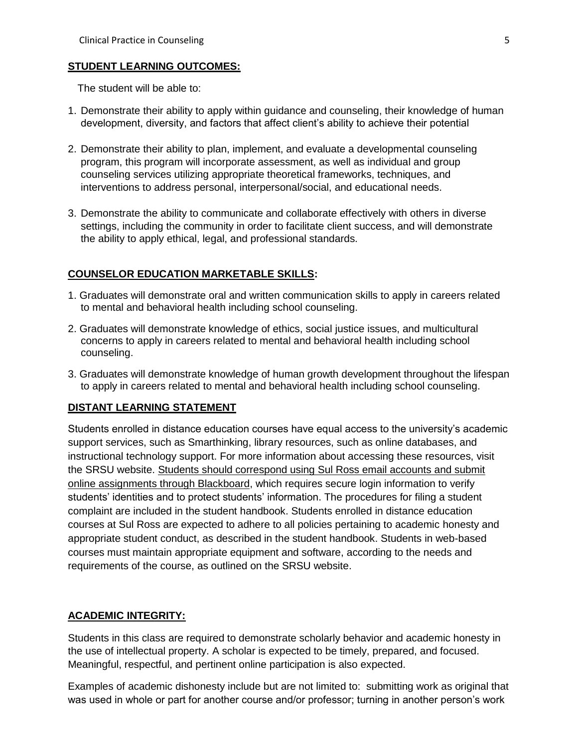## STUDENT LEARNING OUTCOMES:

The student will be able to:

1. Demonstrate their ability to apply within guidance and counseling, their knowledge of human development, diversity, and factors that affect client's ability to achieve their potential
2. Demonstrate their ability to plan, implement, and evaluate a developmental counseling program, this program will incorporate assessment, as well as individual and group counseling services utilizing appropriate theoretical frameworks, techniques, and interventions to address personal, interpersonal/social, and educational needs.
3. Demonstrate the ability to communicate and collaborate effectively with others in diverse settings, including the community in order to facilitate client success, and will demonstrate the ability to apply ethical, legal, and professional standards.

## COUNSELOR EDUCATION MARKETABLE SKILLS:

1. Graduates will demonstrate oral and written communication skills to apply in careers related to mental and behavioral health including school counseling.
2. Graduates will demonstrate knowledge of ethics, social justice issues, and multicultural concerns to apply in careers related to mental and behavioral health including school counseling.
3. Graduates will demonstrate knowledge of human growth development throughout the lifespan to apply in careers related to mental and behavioral health including school counseling.

## DISTANT LEARNING STATEMENT

Students enrolled in distance education courses have equal access to the university's academic support services, such as Smarthinking, library resources, such as online databases, and instructional technology support. For more information about accessing these resources, visit the SRSU website. Students should correspond using Sul Ross email accounts and submit online assignments through Blackboard, which requires secure login information to verify students' identities and to protect students' information. The procedures for filing a student complaint are included in the student handbook. Students enrolled in distance education courses at Sul Ross are expected to adhere to all policies pertaining to academic honesty and appropriate student conduct, as described in the student handbook. Students in web-based courses must maintain appropriate equipment and software, according to the needs and requirements of the course, as outlined on the SRSU website.

## ACADEMIC INTEGRITY:

Students in this class are required to demonstrate scholarly behavior and academic honesty in the use of intellectual property. A scholar is expected to be timely, prepared, and focused. Meaningful, respectful, and pertinent online participation is also expected.

Examples of academic dishonesty include but are not limited to: submitting work as original that was used in whole or part for another course and/or professor; turning in another person's work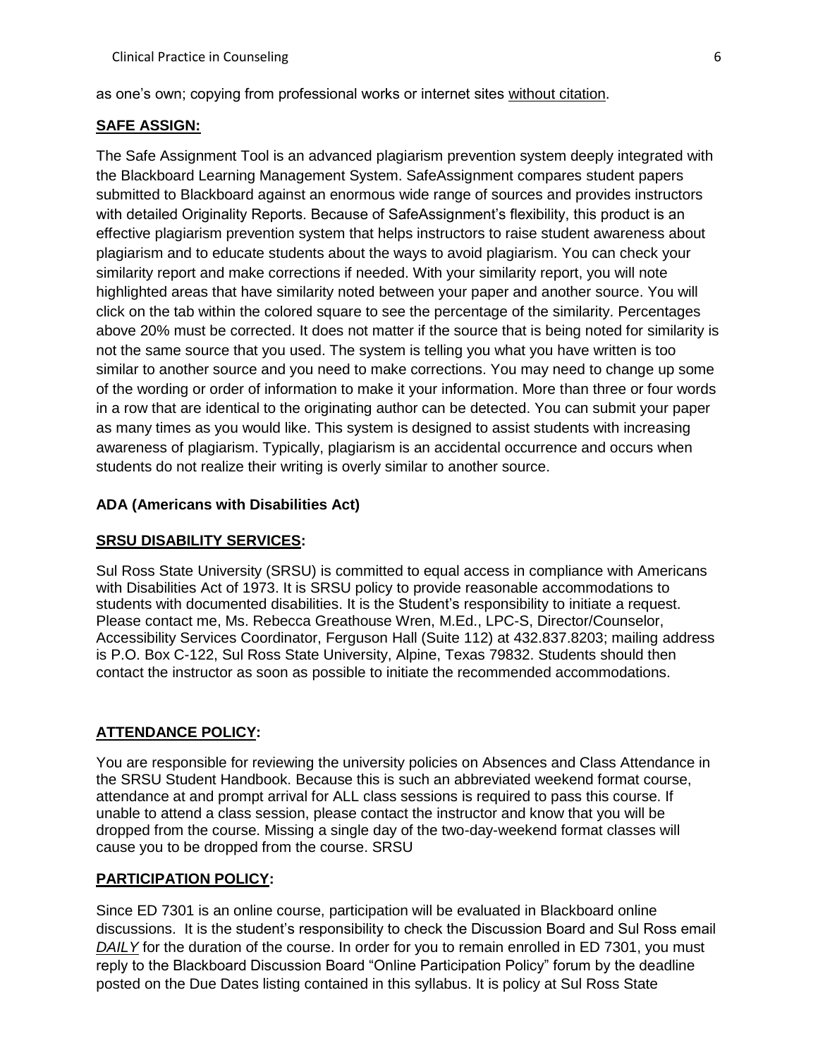as one's own; copying from professional works or internet sites <u>without citation</u>.

## <u>SAFE ASSIGN:</u>

The Safe Assignment Tool is an advanced plagiarism prevention system deeply integrated with the Blackboard Learning Management System. SafeAssignment compares student papers submitted to Blackboard against an enormous wide range of sources and provides instructors with detailed Originality Reports. Because of SafeAssignment's flexibility, this product is an effective plagiarism prevention system that helps instructors to raise student awareness about plagiarism and to educate students about the ways to avoid plagiarism. You can check your similarity report and make corrections if needed. With your similarity report, you will note highlighted areas that have similarity noted between your paper and another source. You will click on the tab within the colored square to see the percentage of the similarity. Percentages above 20% must be corrected. It does not matter if the source that is being noted for similarity is not the same source that you used. The system is telling you what you have written is too similar to another source and you need to make corrections. You may need to change up some of the wording or order of information to make it your information. More than three or four words in a row that are identical to the originating author can be detected. You can submit your paper as many times as you would like. This system is designed to assist students with increasing awareness of plagiarism. Typically, plagiarism is an accidental occurrence and occurs when students do not realize their writing is overly similar to another source.

## ADA (Americans with Disabilities Act)

## <u>SRSU DISABILITY SERVICES</u>:

Sul Ross State University (SRSU) is committed to equal access in compliance with Americans with Disabilities Act of 1973. It is SRSU policy to provide reasonable accommodations to students with documented disabilities. It is the Student's responsibility to initiate a request. Please contact me, Ms. Rebecca Greathouse Wren, M.Ed., LPC-S, Director/Counselor, Accessibility Services Coordinator, Ferguson Hall (Suite 112) at 432.837.8203; mailing address is P.O. Box C-122, Sul Ross State University, Alpine, Texas 79832. Students should then contact the instructor as soon as possible to initiate the recommended accommodations.

## <u>ATTENDANCE POLICY</u>:

You are responsible for reviewing the university policies on Absences and Class Attendance in the SRSU Student Handbook. Because this is such an abbreviated weekend format course, attendance at and prompt arrival for ALL class sessions is required to pass this course. If unable to attend a class session, please contact the instructor and know that you will be dropped from the course. Missing a single day of the two-day-weekend format classes will cause you to be dropped from the course. SRSU

## <u>PARTICIPATION POLICY</u>:

Since ED 7301 is an online course, participation will be evaluated in Blackboard online discussions. It is the student's responsibility to check the Discussion Board and Sul Ross email <u>*DAILY*</u> for the duration of the course. In order for you to remain enrolled in ED 7301, you must reply to the Blackboard Discussion Board "Online Participation Policy" forum by the deadline posted on the Due Dates listing contained in this syllabus. It is policy at Sul Ross State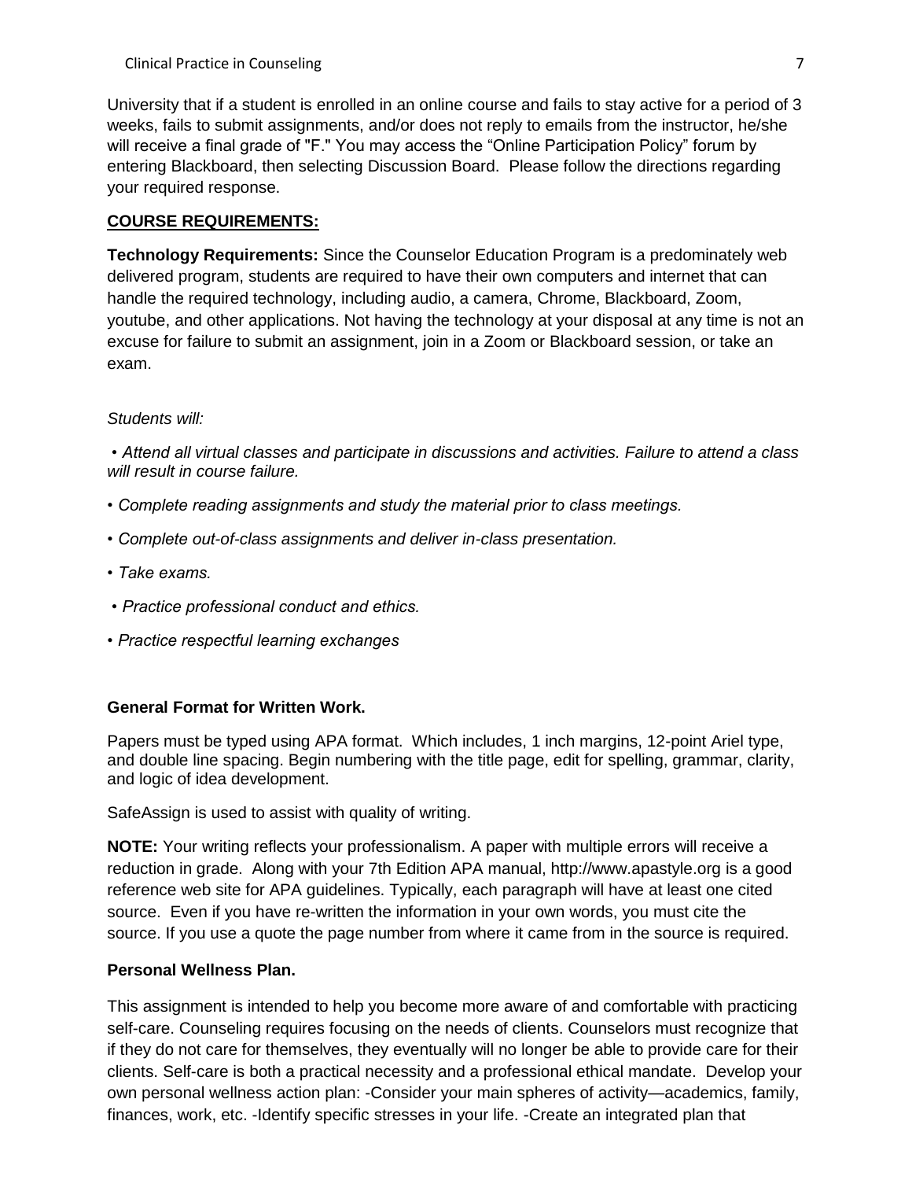University that if a student is enrolled in an online course and fails to stay active for a period of 3 weeks, fails to submit assignments, and/or does not reply to emails from the instructor, he/she will receive a final grade of "F." You may access the “Online Participation Policy” forum by entering Blackboard, then selecting Discussion Board. Please follow the directions regarding your required response.

## COURSE REQUIREMENTS:

**Technology Requirements:** Since the Counselor Education Program is a predominately web delivered program, students are required to have their own computers and internet that can handle the required technology, including audio, a camera, Chrome, Blackboard, Zoom, youtube, and other applications. Not having the technology at your disposal at any time is not an excuse for failure to submit an assignment, join in a Zoom or Blackboard session, or take an exam.

*Students will:*

- *Attend all virtual classes and participate in discussions and activities. Failure to attend a class will result in course failure.*
- *Complete reading assignments and study the material prior to class meetings.*
- *Complete out-of-class assignments and deliver in-class presentation.*
- *Take exams.*
- *Practice professional conduct and ethics.*
- *Practice respectful learning exchanges*

### General Format for Written Work.

Papers must be typed using APA format. Which includes, 1 inch margins, 12-point Ariel type, and double line spacing. Begin numbering with the title page, edit for spelling, grammar, clarity, and logic of idea development.

SafeAssign is used to assist with quality of writing.

**NOTE:** Your writing reflects your professionalism. A paper with multiple errors will receive a reduction in grade. Along with your 7th Edition APA manual, http://www.apastyle.org is a good reference web site for APA guidelines. Typically, each paragraph will have at least one cited source. Even if you have re-written the information in your own words, you must cite the source. If you use a quote the page number from where it came from in the source is required.

### Personal Wellness Plan.

This assignment is intended to help you become more aware of and comfortable with practicing self-care. Counseling requires focusing on the needs of clients. Counselors must recognize that if they do not care for themselves, they eventually will no longer be able to provide care for their clients. Self-care is both a practical necessity and a professional ethical mandate. Develop your own personal wellness action plan: -Consider your main spheres of activity—academics, family, finances, work, etc. -Identify specific stresses in your life. -Create an integrated plan that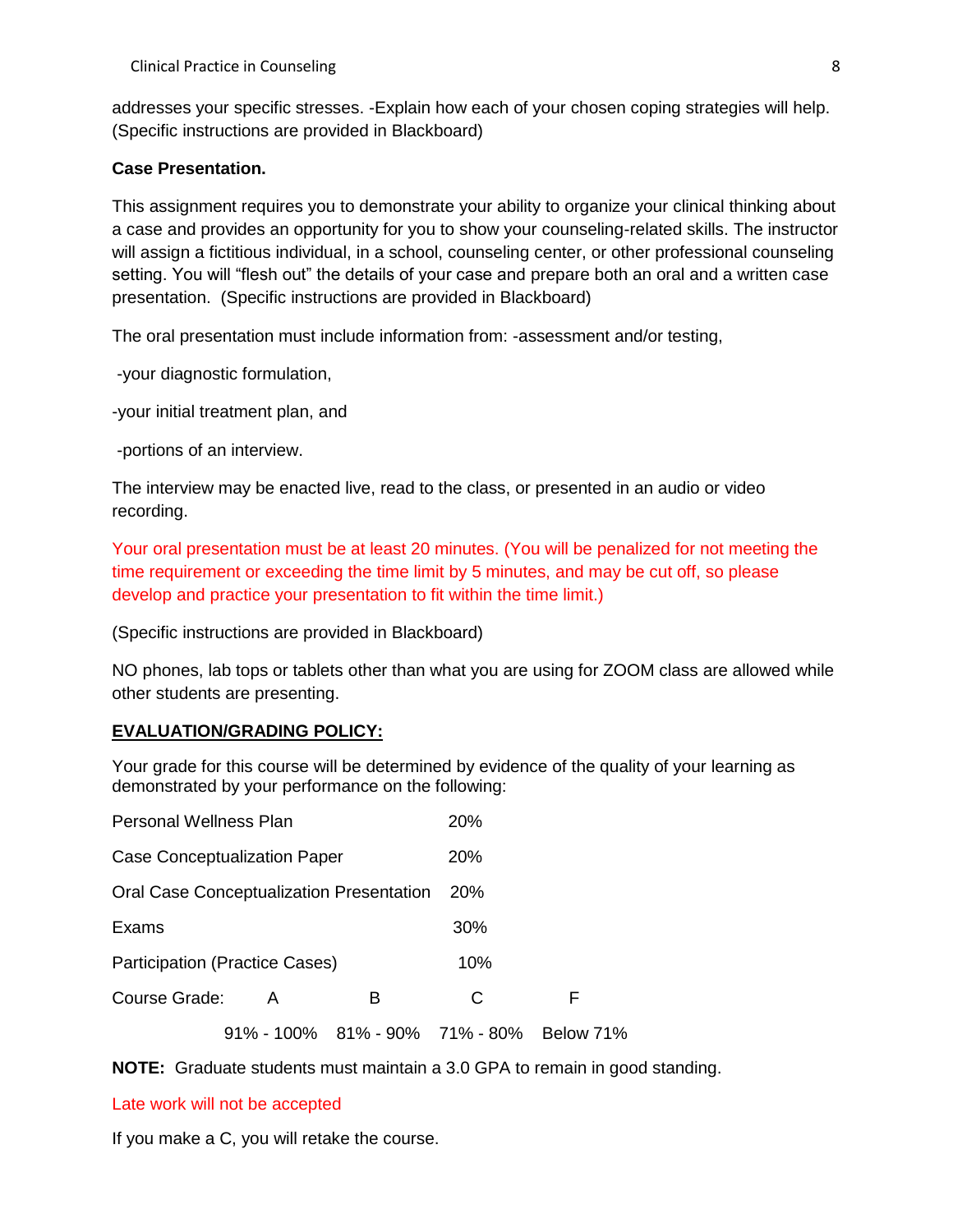addresses your specific stresses. -Explain how each of your chosen coping strategies will help. (Specific instructions are provided in Blackboard)

**Case Presentation.**

This assignment requires you to demonstrate your ability to organize your clinical thinking about a case and provides an opportunity for you to show your counseling-related skills. The instructor will assign a fictitious individual, in a school, counseling center, or other professional counseling setting. You will "flesh out" the details of your case and prepare both an oral and a written case presentation. (Specific instructions are provided in Blackboard)

The oral presentation must include information from: -assessment and/or testing,

-your diagnostic formulation,

-your initial treatment plan, and

-portions of an interview.

The interview may be enacted live, read to the class, or presented in an audio or video recording.

Your oral presentation must be at least 20 minutes. (You will be penalized for not meeting the time requirement or exceeding the time limit by 5 minutes, and may be cut off, so please develop and practice your presentation to fit within the time limit.)

(Specific instructions are provided in Blackboard)

NO phones, lab tops or tablets other than what you are using for ZOOM class are allowed while other students are presenting.

**EVALUATION/GRADING POLICY:**

Your grade for this course will be determined by evidence of the quality of your learning as demonstrated by your performance on the following:

| | |
|---|---|
| Personal Wellness Plan | 20% |
| Case Conceptualization Paper | 20% |
| Oral Case Conceptualization Presentation | 20% |
| Exams | 30% |
| Participation (Practice Cases) | 10% |

| Course Grade: | A | B | C | F |
|---|---|---|---|---|
| | 91% - 100% | 81% - 90% | 71% - 80% | Below 71% |

**NOTE:** Graduate students must maintain a 3.0 GPA to remain in good standing.

Late work will not be accepted

If you make a C, you will retake the course.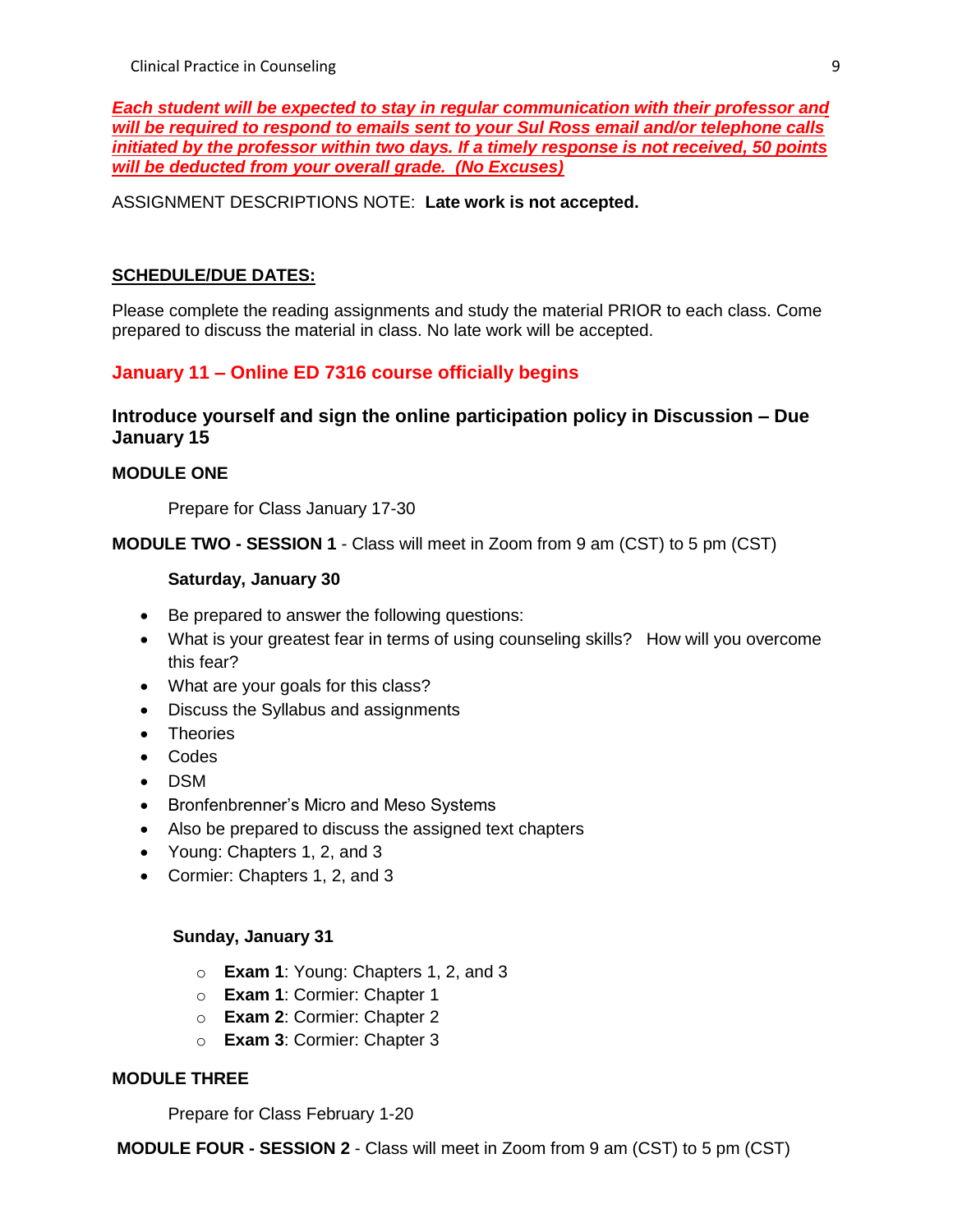***Each student will be expected to stay in regular communication with their professor and will be required to respond to emails sent to your Sul Ross email and/or telephone calls initiated by the professor within two days. If a timely response is not received, 50 points will be deducted from your overall grade. (No Excuses)***

ASSIGNMENT DESCRIPTIONS NOTE: **Late work is not accepted.**

**SCHEDULE/DUE DATES:**

Please complete the reading assignments and study the material PRIOR to each class. Come prepared to discuss the material in class. No late work will be accepted.

**January 11 – Online ED 7316 course officially begins**

**Introduce yourself and sign the online participation policy in Discussion – Due January 15**

**MODULE ONE**

Prepare for Class January 17-30

**MODULE TWO - SESSION 1** - Class will meet in Zoom from 9 am (CST) to 5 pm (CST)

**Saturday, January 30**

- Be prepared to answer the following questions:
- What is your greatest fear in terms of using counseling skills? How will you overcome this fear?
- What are your goals for this class?
- Discuss the Syllabus and assignments
- Theories
- Codes
- DSM
- Bronfenbrenner's Micro and Meso Systems
- Also be prepared to discuss the assigned text chapters
- Young: Chapters 1, 2, and 3
- Cormier: Chapters 1, 2, and 3

**Sunday, January 31**

- **Exam 1**: Young: Chapters 1, 2, and 3
- **Exam 1**: Cormier: Chapter 1
- **Exam 2**: Cormier: Chapter 2
- **Exam 3**: Cormier: Chapter 3

**MODULE THREE**

Prepare for Class February 1-20

**MODULE FOUR - SESSION 2** - Class will meet in Zoom from 9 am (CST) to 5 pm (CST)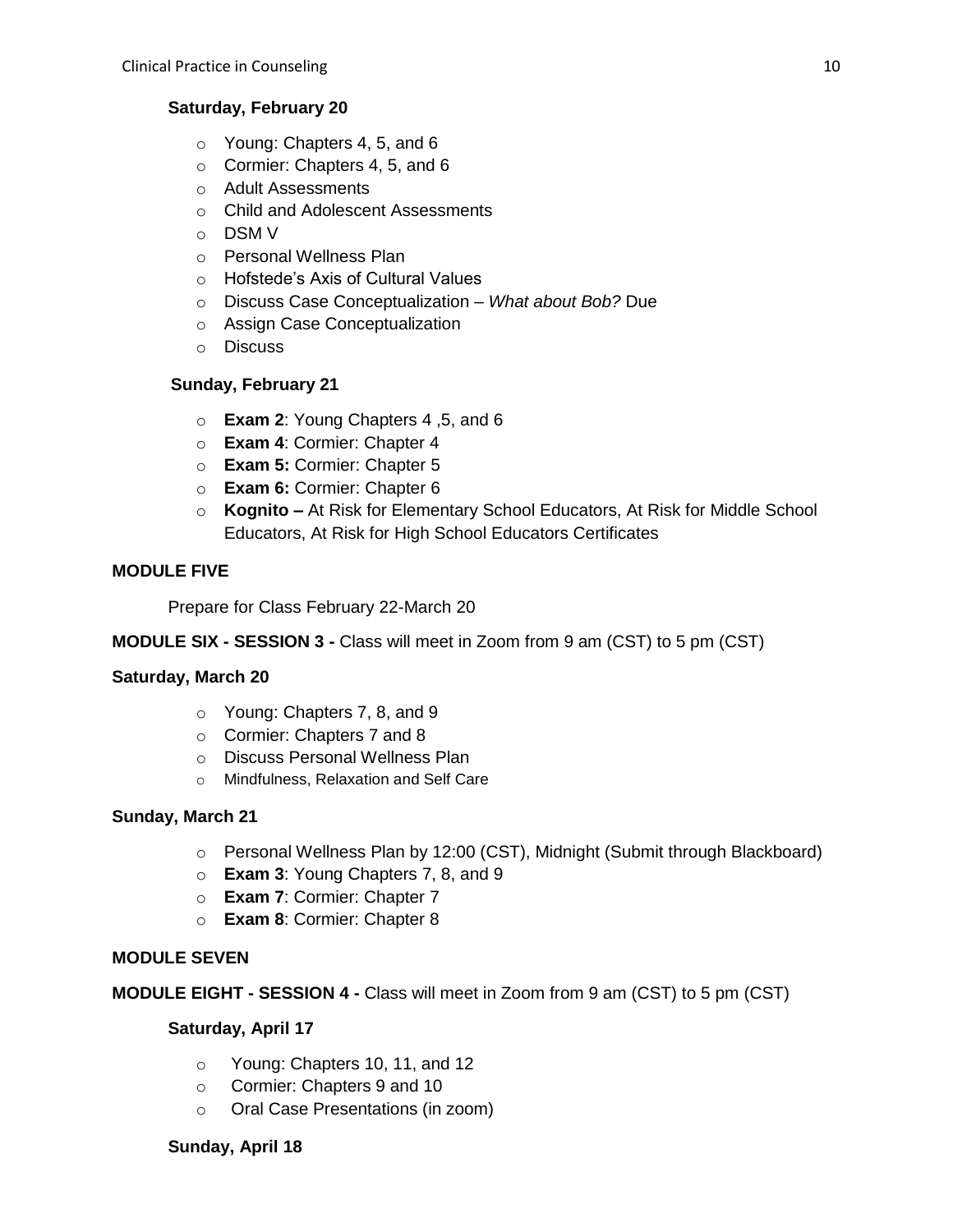**Saturday, February 20**

- Young: Chapters 4, 5, and 6
- Cormier: Chapters 4, 5, and 6
- Adult Assessments
- Child and Adolescent Assessments
- DSM V
- Personal Wellness Plan
- Hofstede's Axis of Cultural Values
- Discuss Case Conceptualization – *What about Bob?* Due
- Assign Case Conceptualization
- Discuss

**Sunday, February 21**

- **Exam 2**: Young Chapters 4 ,5, and 6
- **Exam 4**: Cormier: Chapter 4
- **Exam 5:** Cormier: Chapter 5
- **Exam 6:** Cormier: Chapter 6
- **Kognito –** At Risk for Elementary School Educators, At Risk for Middle School Educators, At Risk for High School Educators Certificates

**MODULE FIVE**

Prepare for Class February 22-March 20

**MODULE SIX - SESSION 3 -** Class will meet in Zoom from 9 am (CST) to 5 pm (CST)

**Saturday, March 20**

- Young: Chapters 7, 8, and 9
- Cormier: Chapters 7 and 8
- Discuss Personal Wellness Plan
- Mindfulness, Relaxation and Self Care

**Sunday, March 21**

- Personal Wellness Plan by 12:00 (CST), Midnight (Submit through Blackboard)
- **Exam 3**: Young Chapters 7, 8, and 9
- **Exam 7**: Cormier: Chapter 7
- **Exam 8**: Cormier: Chapter 8

**MODULE SEVEN**

**MODULE EIGHT - SESSION 4 -** Class will meet in Zoom from 9 am (CST) to 5 pm (CST)

**Saturday, April 17**

- Young: Chapters 10, 11, and 12
- Cormier: Chapters 9 and 10
- Oral Case Presentations (in zoom)

**Sunday, April 18**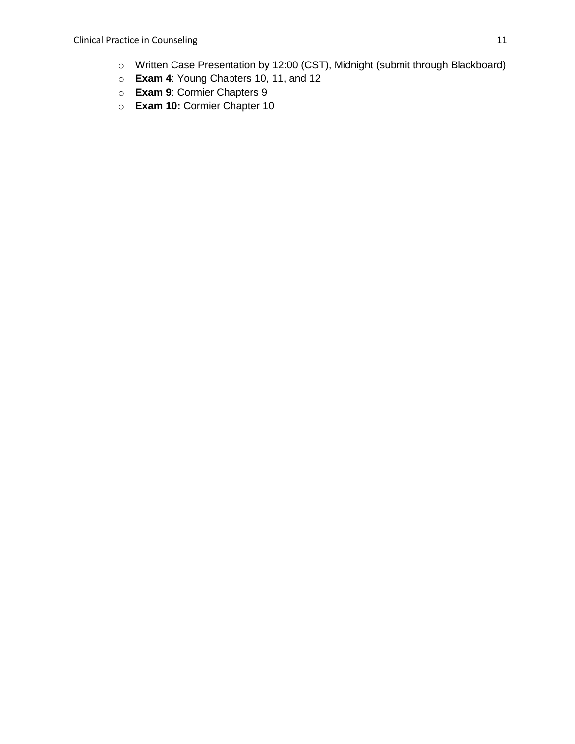- Written Case Presentation by 12:00 (CST), Midnight (submit through Blackboard)
- **Exam 4**: Young Chapters 10, 11, and 12
- **Exam 9**: Cormier Chapters 9
- **Exam 10:** Cormier Chapter 10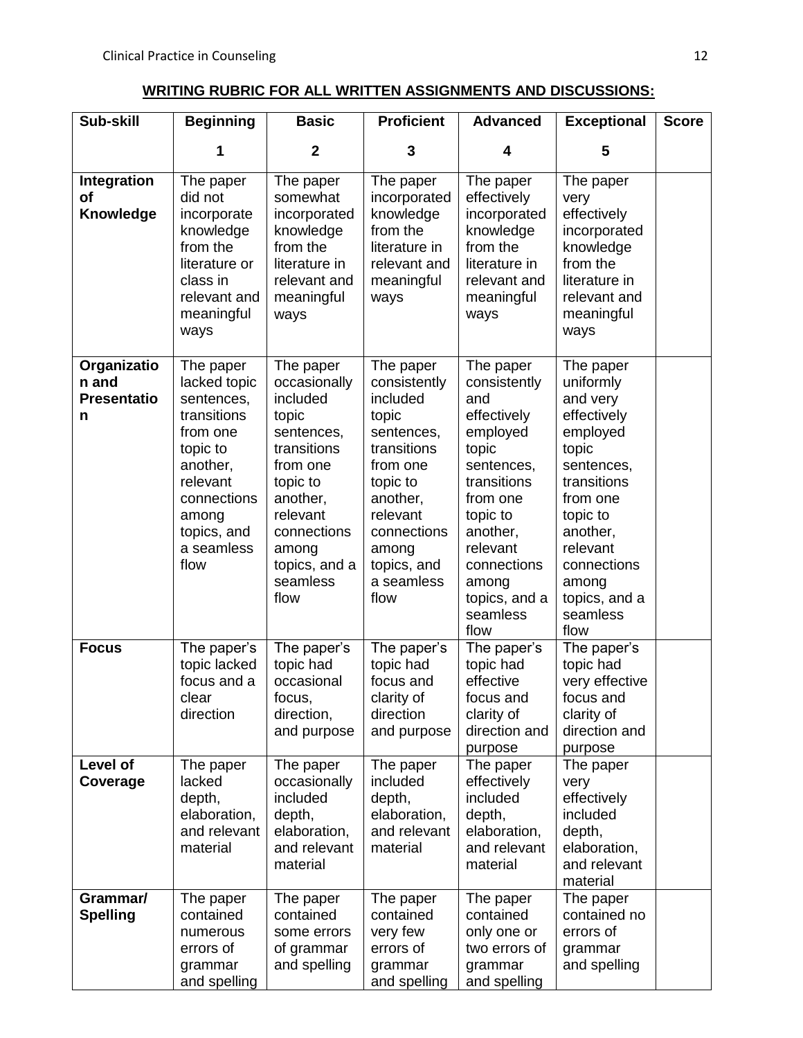**WRITING RUBRIC FOR ALL WRITTEN ASSIGNMENTS AND DISCUSSIONS:**

| Sub-skill | Beginning<br>1 | Basic<br>2 | Proficient<br>3 | Advanced<br>4 | Exceptional<br>5 | Score |
|---|---|---|---|---|---|---|
| **Integration of Knowledge** | The paper did not incorporate knowledge from the literature or class in relevant and meaningful ways | The paper somewhat incorporated knowledge from the literature in relevant and meaningful ways | The paper incorporated knowledge from the literature in relevant and meaningful ways | The paper effectively incorporated knowledge from the literature in relevant and meaningful ways | The paper very effectively incorporated knowledge from the literature in relevant and meaningful ways | |
| **Organization and Presentation** | The paper lacked topic sentences, transitions from one topic to another, relevant connections among topics, and a seamless flow | The paper occasionally included topic sentences, transitions from one topic to another, relevant connections among topics, and a seamless flow | The paper consistently included topic sentences, transitions from one topic to another, relevant connections among topics, and a seamless flow | The paper consistently and effectively employed topic sentences, transitions from one topic to another, relevant connections among topics, and a seamless flow | The paper uniformly and very effectively employed topic sentences, transitions from one topic to another, relevant connections among topics, and a seamless flow | |
| **Focus** | The paper's topic lacked focus and a clear direction | The paper's topic had occasional focus, direction, and purpose | The paper's topic had focus and clarity of direction and purpose | The paper's topic had effective focus and clarity of direction and purpose | The paper's topic had very effective focus and clarity of direction and purpose | |
| **Level of Coverage** | The paper lacked depth, elaboration, and relevant material | The paper occasionally included depth, elaboration, and relevant material | The paper included depth, elaboration, and relevant material | The paper effectively included depth, elaboration, and relevant material | The paper very effectively included depth, elaboration, and relevant material | |
| **Grammar/ Spelling** | The paper contained numerous errors of grammar and spelling | The paper contained some errors of grammar and spelling | The paper contained very few errors of grammar and spelling | The paper contained only one or two errors of grammar and spelling | The paper contained no errors of grammar and spelling | |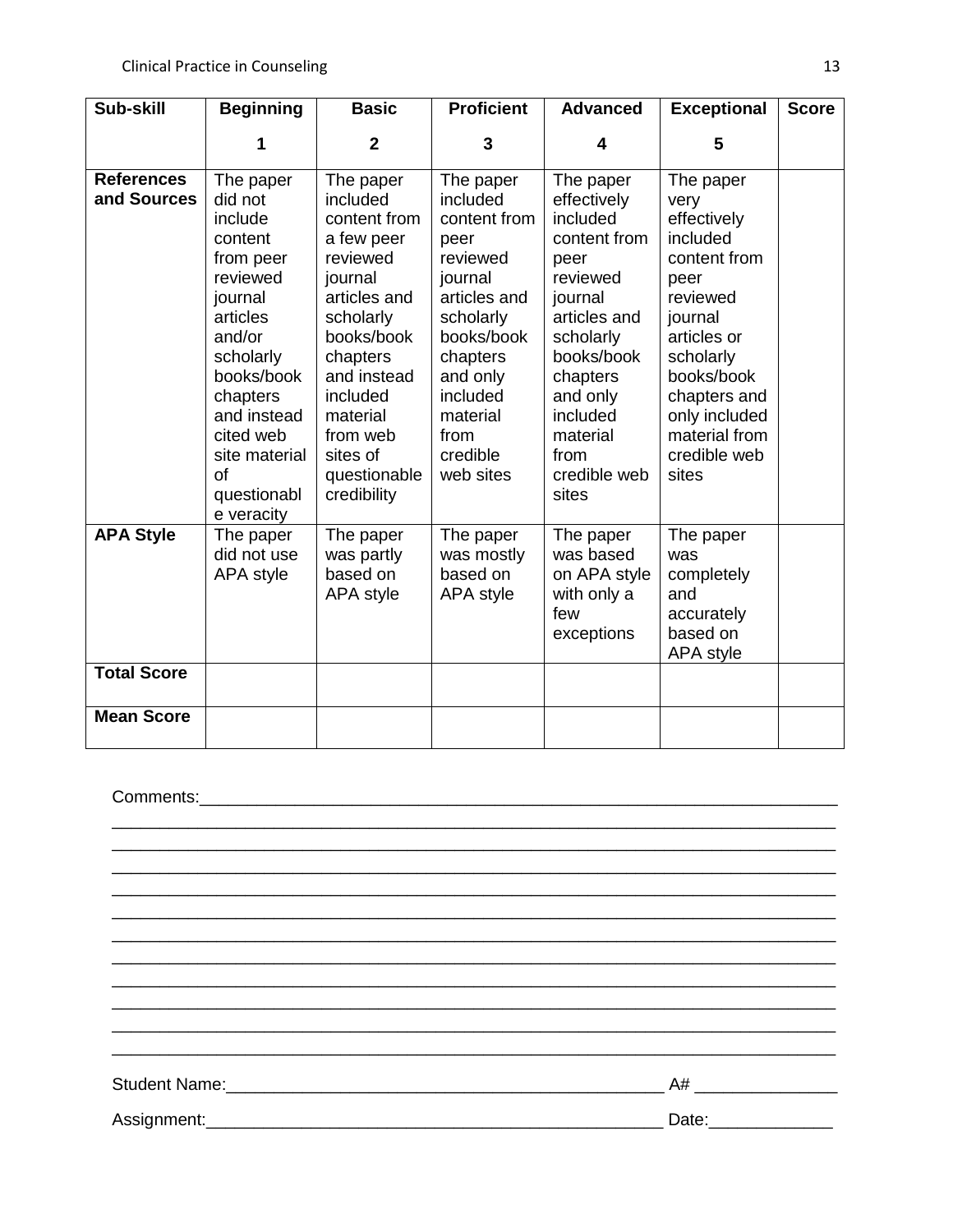| Sub-skill | Beginning<br><br>1 | Basic<br><br>2 | Proficient<br><br>3 | Advanced<br><br>4 | Exceptional<br><br>5 | Score |
|---|---|---|---|---|---|---|
| **References and Sources** | The paper did not include content from peer reviewed journal articles and/or scholarly books/book chapters and instead cited web site material of questionable veracity | The paper included content from a few peer reviewed journal articles and scholarly books/book chapters and instead included material from web sites of questionable credibility | The paper included content from peer reviewed journal articles and scholarly books/book chapters and only included material from credible web sites | The paper effectively included content from peer reviewed journal articles and scholarly books/book chapters and only included material from credible web sites | The paper very effectively included content from peer reviewed journal articles or scholarly books/book chapters and only included material from credible web sites | |
| **APA Style** | The paper did not use APA style | The paper was partly based on APA style | The paper was mostly based on APA style | The paper was based on APA style with only a few exceptions | The paper was completely and accurately based on APA style | |
| **Total Score** | | | | | | |
| **Mean Score** | | | | | | |

Comments:_________________________________________________________________
___________________________________________________________________________
___________________________________________________________________________
___________________________________________________________________________
___________________________________________________________________________
___________________________________________________________________________
___________________________________________________________________________
___________________________________________________________________________
___________________________________________________________________________
___________________________________________________________________________
___________________________________________________________________________
___________________________________________________________________________

Student Name:_______________________________________________ A# _______________

Assignment:__________________________________________________ Date:_____________